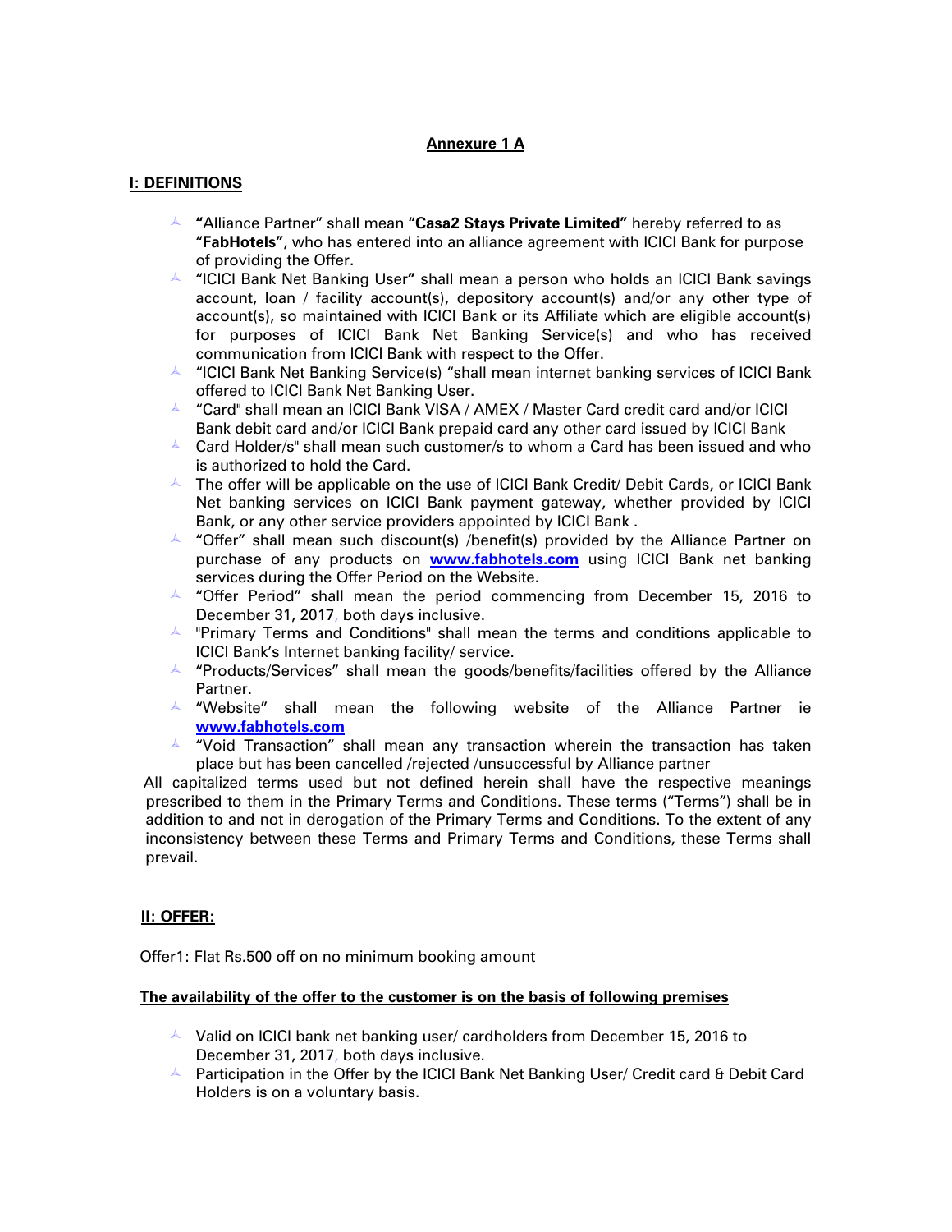**Annexure 1 A**

**I: DEFINITIONS**

- **"**Alliance Partner" shall mean "**Casa2 Stays Private Limited"** hereby referred to as "**FabHotels"**, who has entered into an alliance agreement with ICICI Bank for purpose of providing the Offer.
- "ICICI Bank Net Banking User**"** shall mean a person who holds an ICICI Bank savings account, loan / facility account(s), depository account(s) and/or any other type of account(s), so maintained with ICICI Bank or its Affiliate which are eligible account(s) for purposes of ICICI Bank Net Banking Service(s) and who has received communication from ICICI Bank with respect to the Offer.
- "ICICI Bank Net Banking Service(s) "shall mean internet banking services of ICICI Bank offered to ICICI Bank Net Banking User.
- "Card" shall mean an ICICI Bank VISA / AMEX / Master Card credit card and/or ICICI Bank debit card and/or ICICI Bank prepaid card any other card issued by ICICI Bank
- Card Holder/s" shall mean such customer/s to whom a Card has been issued and who is authorized to hold the Card.
- The offer will be applicable on the use of ICICI Bank Credit/ Debit Cards, or ICICI Bank Net banking services on ICICI Bank payment gateway, whether provided by ICICI Bank, or any other service providers appointed by ICICI Bank .
- "Offer" shall mean such discount(s) /benefit(s) provided by the Alliance Partner on purchase of any products on **www.fabhotels.com** using ICICI Bank net banking services during the Offer Period on the Website.
- "Offer Period" shall mean the period commencing from December 15, 2016 to December 31, 2017, both days inclusive.
- "Primary Terms and Conditions" shall mean the terms and conditions applicable to ICICI Bank's Internet banking facility/ service.
- "Products/Services" shall mean the goods/benefits/facilities offered by the Alliance Partner.
- "Website" shall mean the following website of the Alliance Partner ie **www.fabhotels.com**
- "Void Transaction" shall mean any transaction wherein the transaction has taken place but has been cancelled /rejected /unsuccessful by Alliance partner

All capitalized terms used but not defined herein shall have the respective meanings prescribed to them in the Primary Terms and Conditions. These terms ("Terms") shall be in addition to and not in derogation of the Primary Terms and Conditions. To the extent of any inconsistency between these Terms and Primary Terms and Conditions, these Terms shall prevail.

**II: OFFER:**

Offer1: Flat Rs.500 off on no minimum booking amount

**The availability of the offer to the customer is on the basis of following premises**

- Valid on ICICI bank net banking user/ cardholders from December 15, 2016 to December 31, 2017, both days inclusive.
- Participation in the Offer by the ICICI Bank Net Banking User/ Credit card & Debit Card Holders is on a voluntary basis.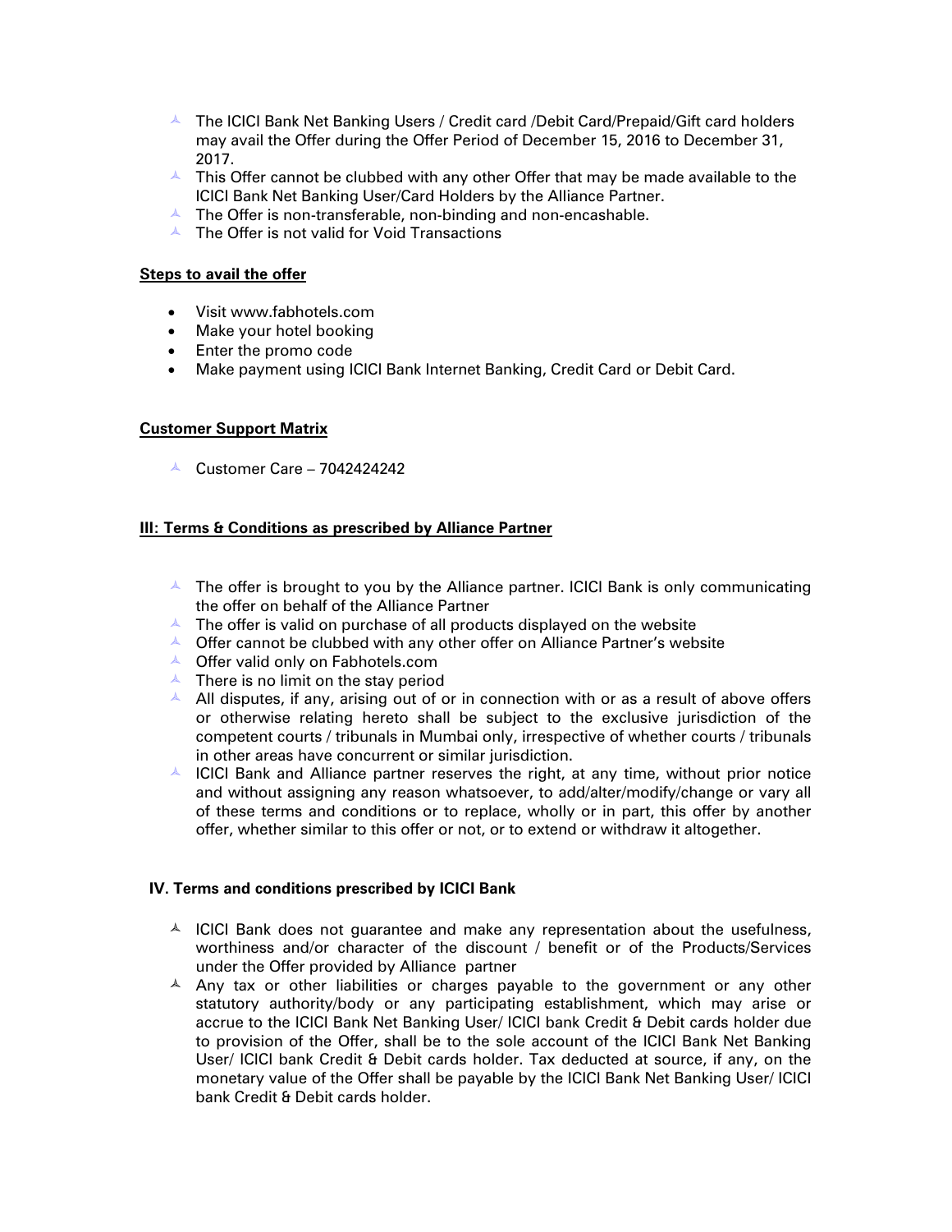- The ICICI Bank Net Banking Users / Credit card /Debit Card/Prepaid/Gift card holders may avail the Offer during the Offer Period of December 15, 2016 to December 31, 2017.
- This Offer cannot be clubbed with any other Offer that may be made available to the ICICI Bank Net Banking User/Card Holders by the Alliance Partner.
- The Offer is non-transferable, non-binding and non-encashable.
- The Offer is not valid for Void Transactions

**Steps to avail the offer**

- Visit www.fabhotels.com
- Make your hotel booking
- Enter the promo code
- Make payment using ICICI Bank Internet Banking, Credit Card or Debit Card.

**Customer Support Matrix**

- Customer Care – 7042424242

**III: Terms & Conditions as prescribed by Alliance Partner**

- The offer is brought to you by the Alliance partner. ICICI Bank is only communicating the offer on behalf of the Alliance Partner
- The offer is valid on purchase of all products displayed on the website
- Offer cannot be clubbed with any other offer on Alliance Partner's website
- Offer valid only on Fabhotels.com
- There is no limit on the stay period
- All disputes, if any, arising out of or in connection with or as a result of above offers or otherwise relating hereto shall be subject to the exclusive jurisdiction of the competent courts / tribunals in Mumbai only, irrespective of whether courts / tribunals in other areas have concurrent or similar jurisdiction.
- ICICI Bank and Alliance partner reserves the right, at any time, without prior notice and without assigning any reason whatsoever, to add/alter/modify/change or vary all of these terms and conditions or to replace, wholly or in part, this offer by another offer, whether similar to this offer or not, or to extend or withdraw it altogether.

**IV. Terms and conditions prescribed by ICICI Bank**

- ICICI Bank does not guarantee and make any representation about the usefulness, worthiness and/or character of the discount / benefit or of the Products/Services under the Offer provided by Alliance partner
- Any tax or other liabilities or charges payable to the government or any other statutory authority/body or any participating establishment, which may arise or accrue to the ICICI Bank Net Banking User/ ICICI bank Credit & Debit cards holder due to provision of the Offer, shall be to the sole account of the ICICI Bank Net Banking User/ ICICI bank Credit & Debit cards holder. Tax deducted at source, if any, on the monetary value of the Offer shall be payable by the ICICI Bank Net Banking User/ ICICI bank Credit & Debit cards holder.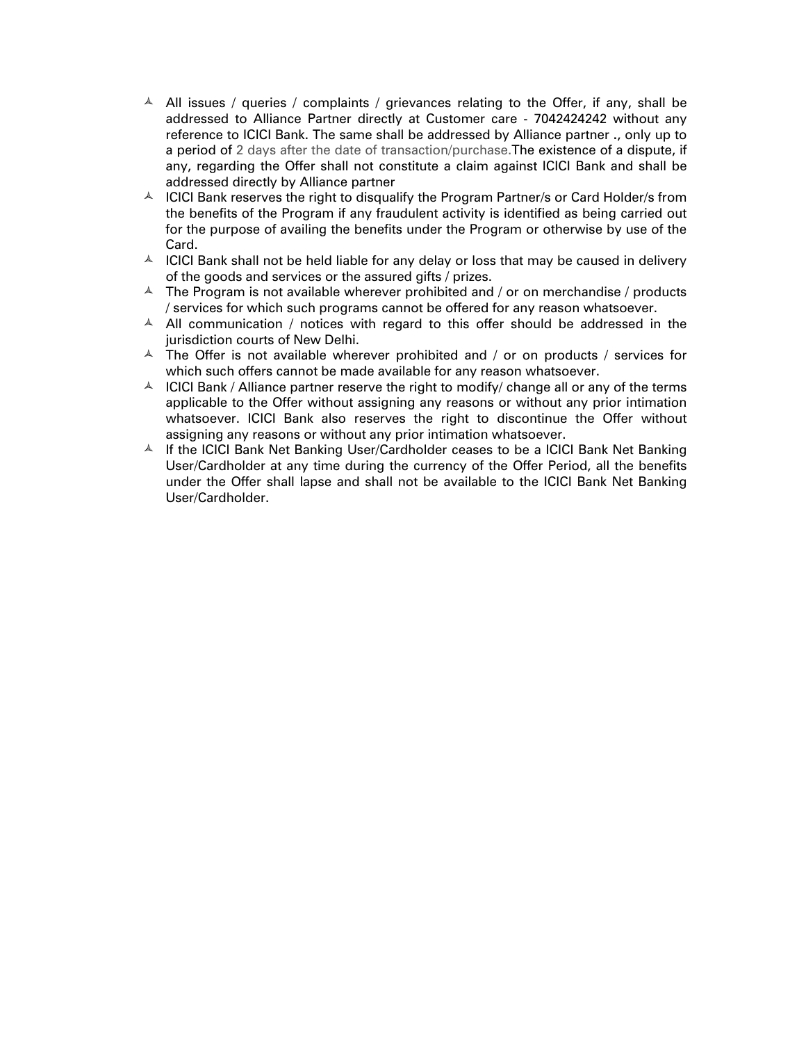- All issues / queries / complaints / grievances relating to the Offer, if any, shall be addressed to Alliance Partner directly at Customer care - 7042424242 without any reference to ICICI Bank. The same shall be addressed by Alliance partner ., only up to a period of 2 days after the date of transaction/purchase.The existence of a dispute, if any, regarding the Offer shall not constitute a claim against ICICI Bank and shall be addressed directly by Alliance partner
- ICICI Bank reserves the right to disqualify the Program Partner/s or Card Holder/s from the benefits of the Program if any fraudulent activity is identified as being carried out for the purpose of availing the benefits under the Program or otherwise by use of the Card.
- ICICI Bank shall not be held liable for any delay or loss that may be caused in delivery of the goods and services or the assured gifts / prizes.
- The Program is not available wherever prohibited and / or on merchandise / products / services for which such programs cannot be offered for any reason whatsoever.
- All communication / notices with regard to this offer should be addressed in the jurisdiction courts of New Delhi.
- The Offer is not available wherever prohibited and / or on products / services for which such offers cannot be made available for any reason whatsoever.
- ICICI Bank / Alliance partner reserve the right to modify/ change all or any of the terms applicable to the Offer without assigning any reasons or without any prior intimation whatsoever. ICICI Bank also reserves the right to discontinue the Offer without assigning any reasons or without any prior intimation whatsoever.
- If the ICICI Bank Net Banking User/Cardholder ceases to be a ICICI Bank Net Banking User/Cardholder at any time during the currency of the Offer Period, all the benefits under the Offer shall lapse and shall not be available to the ICICI Bank Net Banking User/Cardholder.